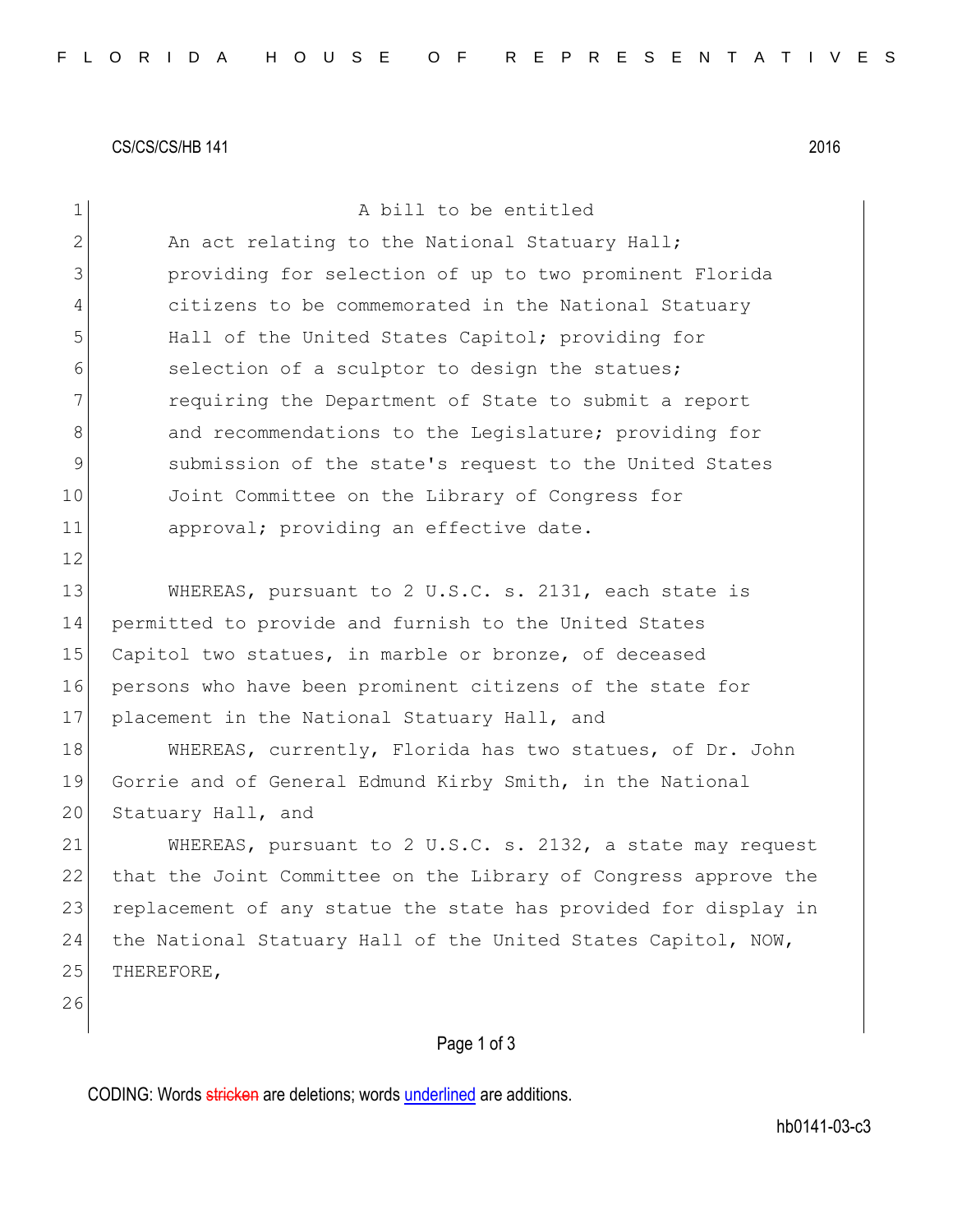CS/CS/CS/HB 141 2016

A bill to be entitled

An act relating to the National Statuary Hall; providing for selection of up to two prominent Florida citizens to be commemorated in the National Statuary Hall of the United States Capitol; providing for selection of a sculptor to design the statues; requiring the Department of State to submit a report and recommendations to the Legislature; providing for submission of the state's request to the United States Joint Committee on the Library of Congress for approval; providing an effective date.

WHEREAS, pursuant to 2 U.S.C. s. 2131, each state is permitted to provide and furnish to the United States Capitol two statues, in marble or bronze, of deceased persons who have been prominent citizens of the state for placement in the National Statuary Hall, and

WHEREAS, currently, Florida has two statues, of Dr. John Gorrie and of General Edmund Kirby Smith, in the National Statuary Hall, and

WHEREAS, pursuant to 2 U.S.C. s. 2132, a state may request that the Joint Committee on the Library of Congress approve the replacement of any statue the state has provided for display in the National Statuary Hall of the United States Capitol, NOW, THEREFORE,

CODING: Words ~~stricken~~ are deletions; words underlined are additions.

hb0141-03-c3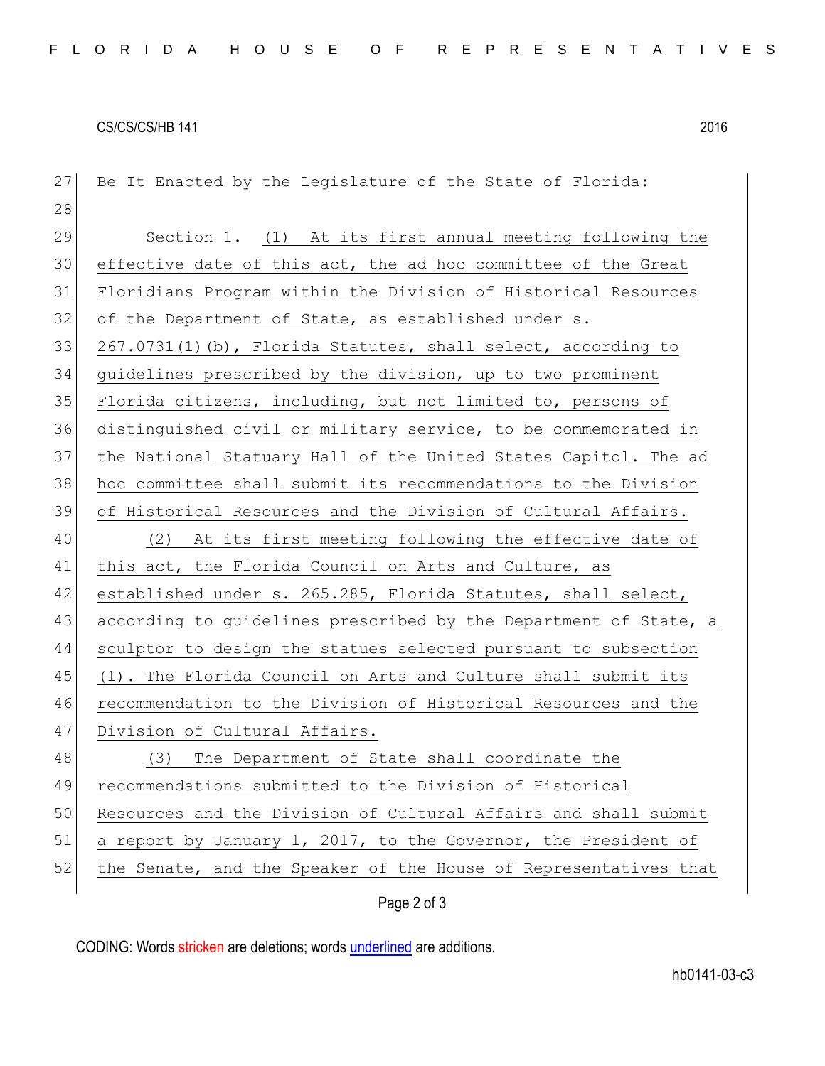Be It Enacted by the Legislature of the State of Florida:

Section 1. (1) At its first annual meeting following the effective date of this act, the ad hoc committee of the Great Floridians Program within the Division of Historical Resources of the Department of State, as established under s. 267.0731(1)(b), Florida Statutes, shall select, according to guidelines prescribed by the division, up to two prominent Florida citizens, including, but not limited to, persons of distinguished civil or military service, to be commemorated in the National Statuary Hall of the United States Capitol. The ad hoc committee shall submit its recommendations to the Division of Historical Resources and the Division of Cultural Affairs.

(2) At its first meeting following the effective date of this act, the Florida Council on Arts and Culture, as established under s. 265.285, Florida Statutes, shall select, according to guidelines prescribed by the Department of State, a sculptor to design the statues selected pursuant to subsection (1). The Florida Council on Arts and Culture shall submit its recommendation to the Division of Historical Resources and the Division of Cultural Affairs.

(3) The Department of State shall coordinate the recommendations submitted to the Division of Historical Resources and the Division of Cultural Affairs and shall submit a report by January 1, 2017, to the Governor, the President of the Senate, and the Speaker of the House of Representatives that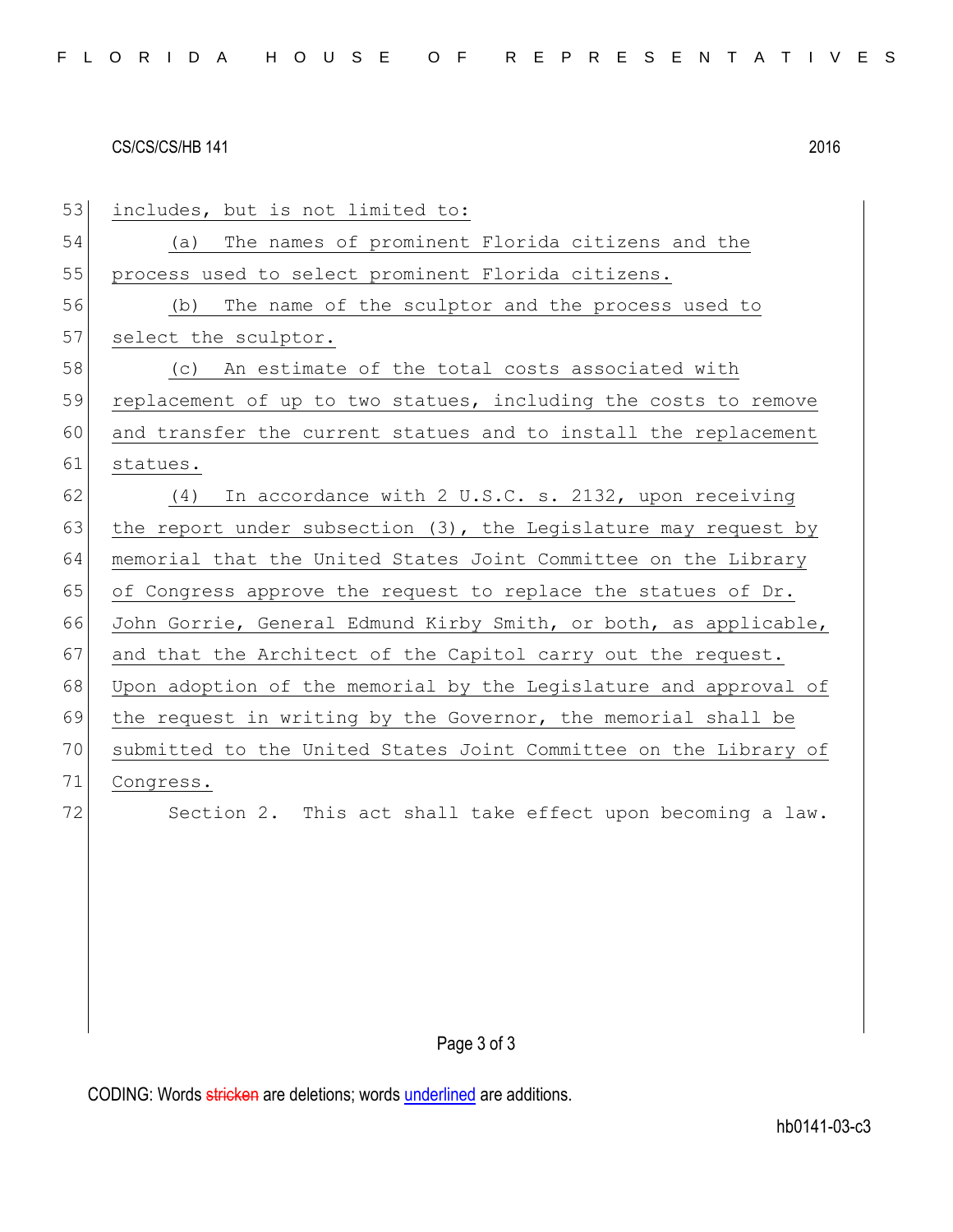CS/CS/CS/HB 141 2016

53 includes, but is not limited to:

54 (a) The names of prominent Florida citizens and the
55 process used to select prominent Florida citizens.

56 (b) The name of the sculptor and the process used to
57 select the sculptor.

58 (c) An estimate of the total costs associated with
59 replacement of up to two statues, including the costs to remove
60 and transfer the current statues and to install the replacement
61 statues.

62 (4) In accordance with 2 U.S.C. s. 2132, upon receiving
63 the report under subsection (3), the Legislature may request by
64 memorial that the United States Joint Committee on the Library
65 of Congress approve the request to replace the statues of Dr.
66 John Gorrie, General Edmund Kirby Smith, or both, as applicable,
67 and that the Architect of the Capitol carry out the request.
68 Upon adoption of the memorial by the Legislature and approval of
69 the request in writing by the Governor, the memorial shall be
70 submitted to the United States Joint Committee on the Library of
71 Congress.

72 Section 2. This act shall take effect upon becoming a law.

CODING: Words ~~stricken~~ are deletions; words underlined are additions.

hb0141-03-c3